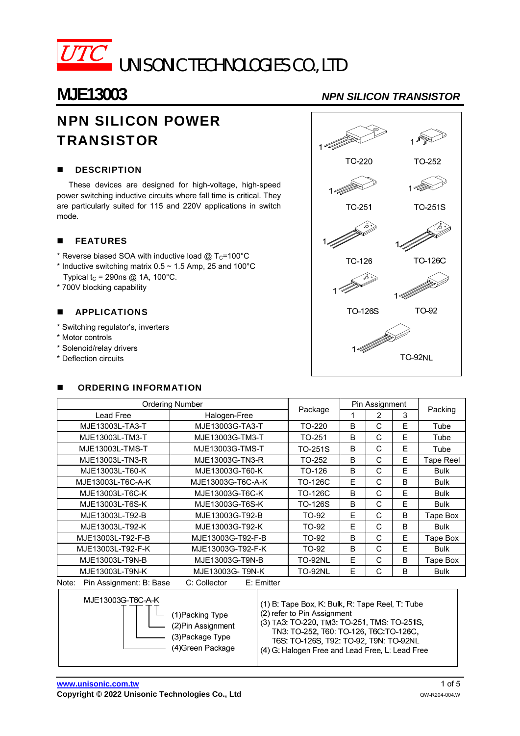# UTC UNISONIC TECHNOLOGIES CO., LTD

## MJE13003 — *NPN SILICON TRANSISTOR*

# NPN SILICON POWER TRANSISTOR

TO-220, TO-252, TO-251, TO-251S, TO-126, TO-126C, TO-126S, TO-92, TO-92NL

## DESCRIPTION

These devices are designed for high-voltage, high-speed power switching inductive circuits where fall time is critical. They are particularly suited for 115 and 220V applications in switch mode.

## FEATURES

* Reverse biased SOA with inductive load @ $T_C$=100°C
* Inductive switching matrix 0.5 ~ 1.5 Amp, 25 and 100°C
  Typical $t_C$ = 290ns @ 1A, 100°C.
* 700V blocking capability

## APPLICATIONS

* Switching regulator's, inverters
* Motor controls
* Solenoid/relay drivers
* Deflection circuits

## ORDERING INFORMATION

| Ordering Number | | Package | Pin Assignment | | | Packing |
|---|---|---|---|---|---|---|
| Lead Free | Halogen-Free | | 1 | 2 | 3 | |
| MJE13003L-TA3-T | MJE13003G-TA3-T | TO-220 | B | C | E | Tube |
| MJE13003L-TM3-T | MJE13003G-TM3-T | TO-251 | B | C | E | Tube |
| MJE13003L-TMS-T | MJE13003G-TMS-T | TO-251S | B | C | E | Tube |
| MJE13003L-TN3-R | MJE13003G-TN3-R | TO-252 | B | C | E | Tape Reel |
| MJE13003L-T60-K | MJE13003G-T60-K | TO-126 | B | C | E | Bulk |
| MJE13003L-T6C-A-K | MJE13003G-T6C-A-K | TO-126C | E | C | B | Bulk |
| MJE13003L-T6C-K | MJE13003G-T6C-K | TO-126C | B | C | E | Bulk |
| MJE13003L-T6S-K | MJE13003G-T6S-K | TO-126S | B | C | E | Bulk |
| MJE13003L-T92-B | MJE13003G-T92-B | TO-92 | E | C | B | Tape Box |
| MJE13003L-T92-K | MJE13003G-T92-K | TO-92 | E | C | B | Bulk |
| MJE13003L-T92-F-B | MJE13003G-T92-F-B | TO-92 | B | C | E | Tape Box |
| MJE13003L-T92-F-K | MJE13003G-T92-F-K | TO-92 | B | C | E | Bulk |
| MJE13003L-T9N-B | MJE13003G-T9N-B | TO-92NL | E | C | B | Tape Box |
| MJE13003L-T9N-K | MJE13003G- T9N-K | TO-92NL | E | C | B | Bulk |

Note: Pin Assignment: B: Base C: Collector E: Emitter

MJE13003G-T6C-A-K
- (1)Packing Type
- (2)Pin Assignment
- (3)Package Type
- (4)Green Package

(1) B: Tape Box, K: Bulk, R: Tape Reel, T: Tube
(2) refer to Pin Assignment
(3) TA3: TO-220, TM3: TO-251, TMS: TO-251S, TN3: TO-252, T60: TO-126, T6C:TO-126C, T6S: TO-126S, T92: TO-92, T9N: TO-92NL
(4) G: Halogen Free and Lead Free, L: Lead Free

www.unisonic.com.tw
Copyright © 2022 Unisonic Technologies Co., Ltd
QW-R204-004.W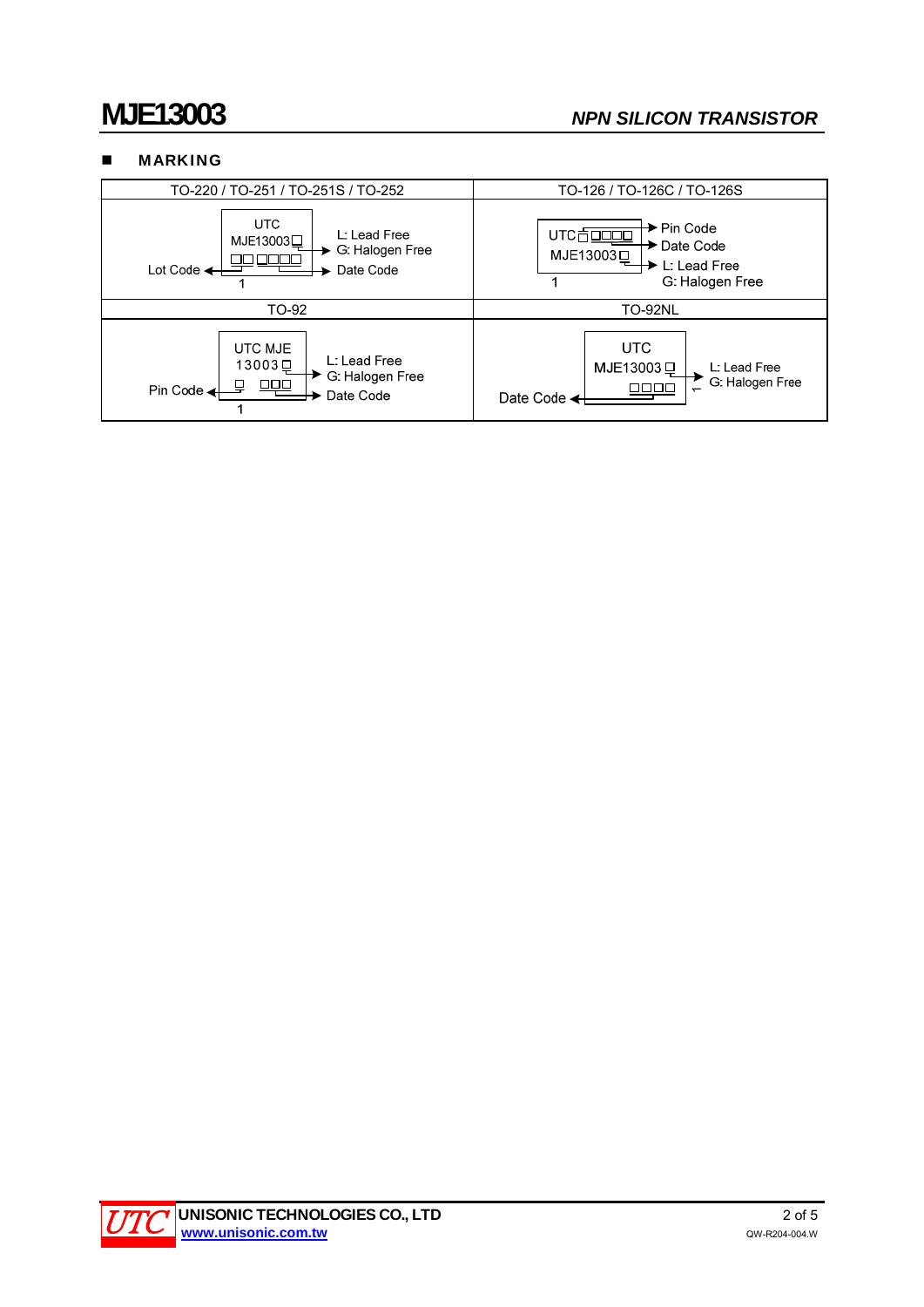## ■ MARKING

| TO-220 / TO-251 / TO-251S / TO-252 | TO-126 / TO-126C / TO-126S |
|---|---|
| UTC<br>MJE13003□<br>□□ □□□□<br>1<br>Lot Code<br>L: Lead Free<br>G: Halogen Free<br>Date Code | UTC□ □□□□<br>MJE13003□<br>1<br>Pin Code<br>Date Code<br>L: Lead Free<br>G: Halogen Free |
| **TO-92** | **TO-92NL** |
| UTC MJE<br>13003□<br>□ □□□<br>1<br>Pin Code<br>L: Lead Free<br>G: Halogen Free<br>Date Code | UTC<br>MJE13003□<br>□□□□<br>Date Code<br>L: Lead Free<br>G: Halogen Free |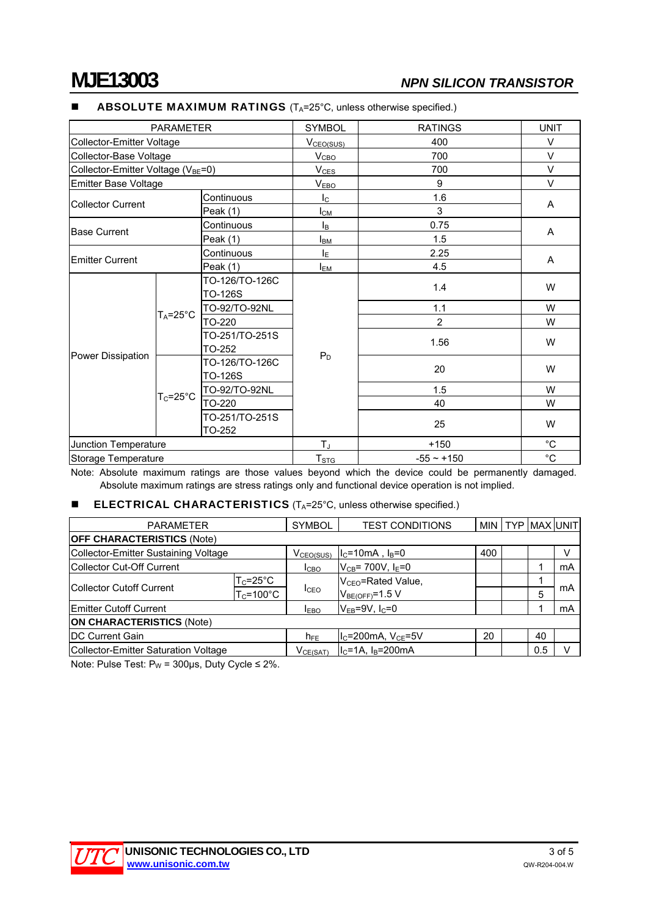## ■ ABSOLUTE MAXIMUM RATINGS ($T_A$=25°C, unless otherwise specified.)

| PARAMETER | | | SYMBOL | RATINGS | UNIT |
|---|---|---|---|---|---|
| Collector-Emitter Voltage | | | $V_{CEO(SUS)}$ | 400 | V |
| Collector-Base Voltage | | | $V_{CBO}$ | 700 | V |
| Collector-Emitter Voltage ($V_{BE}$=0) | | | $V_{CES}$ | 700 | V |
| Emitter Base Voltage | | | $V_{EBO}$ | 9 | V |
| Collector Current | | Continuous | $I_C$ | 1.6 | A |
| | | Peak (1) | $I_{CM}$ | 3 | |
| Base Current | | Continuous | $I_B$ | 0.75 | A |
| | | Peak (1) | $I_{BM}$ | 1.5 | |
| Emitter Current | | Continuous | $I_E$ | 2.25 | A |
| | | Peak (1) | $I_{EM}$ | 4.5 | |
| Power Dissipation | $T_A$=25°C | TO-126/TO-126C TO-126S | $P_D$ | 1.4 | W |
| | | TO-92/TO-92NL | | 1.1 | W |
| | | TO-220 | | 2 | W |
| | | TO-251/TO-251S TO-252 | | 1.56 | W |
| | $T_C$=25°C | TO-126/TO-126C TO-126S | | 20 | W |
| | | TO-92/TO-92NL | | 1.5 | W |
| | | TO-220 | | 40 | W |
| | | TO-251/TO-251S TO-252 | | 25 | W |
| Junction Temperature | | | $T_J$ | +150 | °C |
| Storage Temperature | | | $T_{STG}$ | -55 ~ +150 | °C |

Note: Absolute maximum ratings are those values beyond which the device could be permanently damaged. Absolute maximum ratings are stress ratings only and functional device operation is not implied.

## ■ ELECTRICAL CHARACTERISTICS ($T_A$=25°C, unless otherwise specified.)

| PARAMETER | | SYMBOL | TEST CONDITIONS | MIN | TYP | MAX | UNIT |
|---|---|---|---|---|---|---|---|
| **OFF CHARACTERISTICS** (Note) | | | | | | | |
| Collector-Emitter Sustaining Voltage | | $V_{CEO(SUS)}$ | $I_C$=10mA , $I_B$=0 | 400 | | | V |
| Collector Cut-Off Current | | $I_{CBO}$ | $V_{CB}$= 700V, $I_E$=0 | | | 1 | mA |
| Collector Cutoff Current | $T_C$=25°C | $I_{CEO}$ | $V_{CEO}$=Rated Value, $V_{BE(OFF)}$=1.5 V | | | 1 | mA |
| | $T_C$=100°C | | | | | 5 | |
| Emitter Cutoff Current | | $I_{EBO}$ | $V_{EB}$=9V, $I_C$=0 | | | 1 | mA |
| **ON CHARACTERISTICS** (Note) | | | | | | | |
| DC Current Gain | | $h_{FE}$ | $I_C$=200mA, $V_{CE}$=5V | 20 | | 40 | |
| Collector-Emitter Saturation Voltage | | $V_{CE(SAT)}$ | $I_C$=1A, $I_B$=200mA | | | 0.5 | V |

Note: Pulse Test: $P_W$ = 300μs, Duty Cycle ≤ 2%.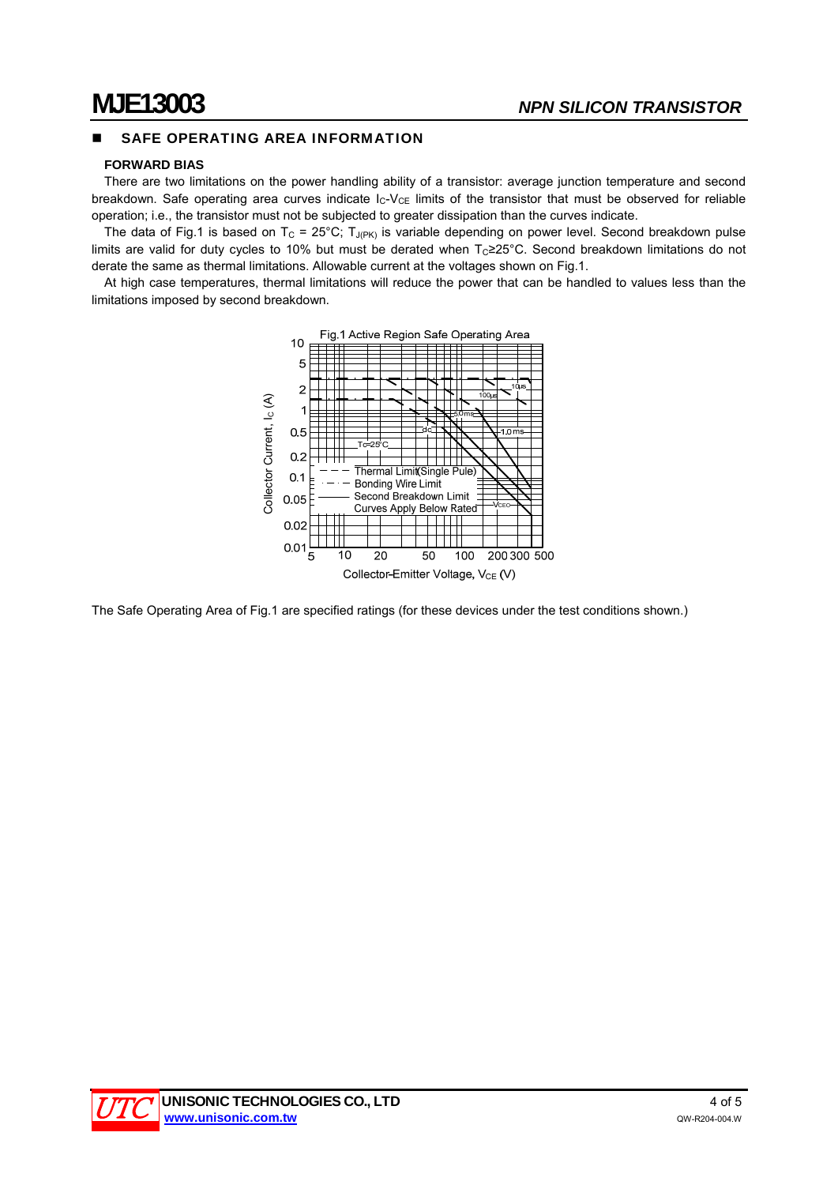## SAFE OPERATING AREA INFORMATION

### FORWARD BIAS

There are two limitations on the power handling ability of a transistor: average junction temperature and second breakdown. Safe operating area curves indicate $I_C$-$V_{CE}$ limits of the transistor that must be observed for reliable operation; i.e., the transistor must not be subjected to greater dissipation than the curves indicate.

The data of Fig.1 is based on $T_C$ = 25°C; $T_{J(PK)}$ is variable depending on power level. Second breakdown pulse limits are valid for duty cycles to 10% but must be derated when $T_C$≥25°C. Second breakdown limitations do not derate the same as thermal limitations. Allowable current at the voltages shown on Fig.1.

At high case temperatures, thermal limitations will reduce the power that can be handled to values less than the limitations imposed by second breakdown.

Fig.1 Active Region Safe Operating Area

The Safe Operating Area of Fig.1 are specified ratings (for these devices under the test conditions shown.)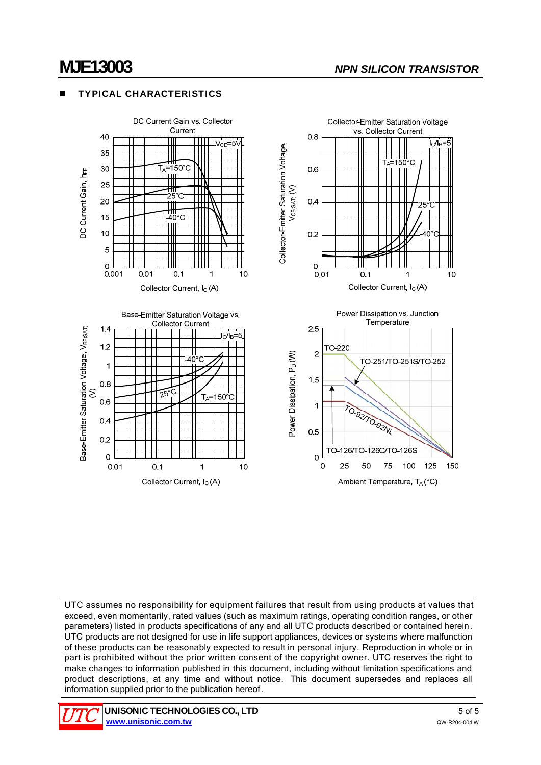## TYPICAL CHARACTERISTICS

DC Current Gain vs. Collector Current

DC Current Gain, $h_{FE}$

40
35
30
25
20
15
10
5
0

0.001 0.01 0.1 1 10

Collector Current, $I_C$ (A)

$V_{CE}$=5V

$T_A$=150°C

25°C

-40°C

Collector-Emitter Saturation Voltage vs. Collector Current

Collector-Emitter Saturation Voltage, $V_{CE(SAT)}$ (V)

0.8
0.6
0.4
0.2
0

0.01 0.1 1 10

Collector Current, $I_C$ (A)

$I_C/I_B$=5

$T_A$=150°C

25°C

-40°C

Base-Emitter Saturation Voltage vs. Collector Current

Base-Emitter Saturation Voltage, $V_{BE(SAT)}$ (V)

1.4
1.2
1
0.8
0.6
0.4
0.2
0

0.01 0.1 1 10

Collector Current, $I_C$ (A)

$I_C/I_B$=5

-40°C

25°C

$T_A$=150°C

Power Dissipation vs. Junction Temperature

Power Dissipation, $P_D$ (W)

2.5
2
1.5
1
0.5
0

0 25 50 75 100 125 150

Ambient Temperature, $T_A$ (°C)

TO-220

TO-251/TO-251S/TO-252

TO-92/TO-92NL

TO-126/TO-126C/TO-126S

UTC assumes no responsibility for equipment failures that result from using products at values that exceed, even momentarily, rated values (such as maximum ratings, operating condition ranges, or other parameters) listed in products specifications of any and all UTC products described or contained herein. UTC products are not designed for use in life support appliances, devices or systems where malfunction of these products can be reasonably expected to result in personal injury. Reproduction in whole or in part is prohibited without the prior written consent of the copyright owner. UTC reserves the right to make changes to information published in this document, including without limitation specifications and product descriptions, at any time and without notice. This document supersedes and replaces all information supplied prior to the publication hereof.